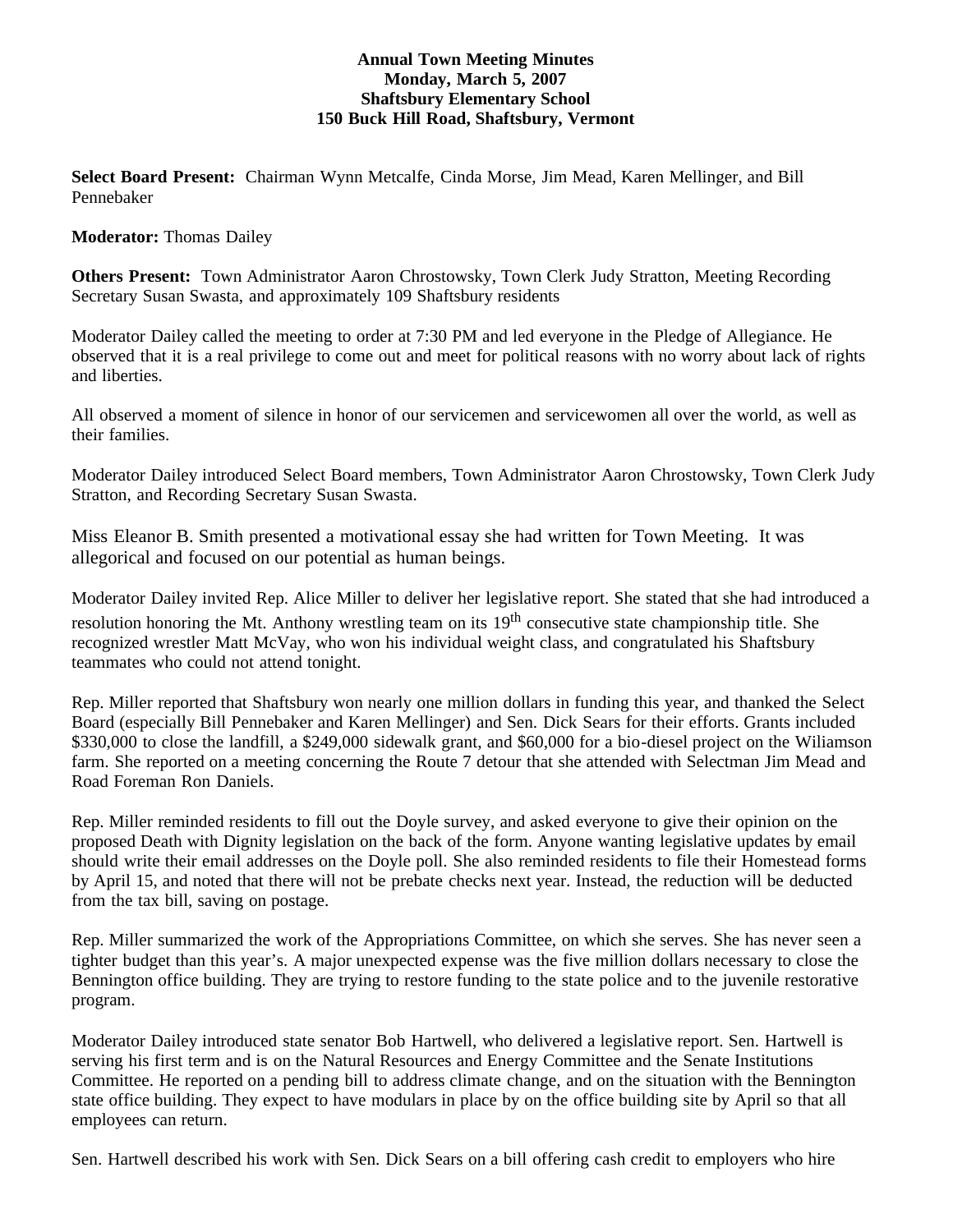**Annual Town Meeting Minutes**
**Monday, March 5, 2007**
**Shaftsbury Elementary School**
**150 Buck Hill Road, Shaftsbury, Vermont**

**Select Board Present:** Chairman Wynn Metcalfe, Cinda Morse, Jim Mead, Karen Mellinger, and Bill Pennebaker

**Moderator:** Thomas Dailey

**Others Present:** Town Administrator Aaron Chrostowsky, Town Clerk Judy Stratton, Meeting Recording Secretary Susan Swasta, and approximately 109 Shaftsbury residents

Moderator Dailey called the meeting to order at 7:30 PM and led everyone in the Pledge of Allegiance. He observed that it is a real privilege to come out and meet for political reasons with no worry about lack of rights and liberties.

All observed a moment of silence in honor of our servicemen and servicewomen all over the world, as well as their families.

Moderator Dailey introduced Select Board members, Town Administrator Aaron Chrostowsky, Town Clerk Judy Stratton, and Recording Secretary Susan Swasta.

Miss Eleanor B. Smith presented a motivational essay she had written for Town Meeting. It was allegorical and focused on our potential as human beings.

Moderator Dailey invited Rep. Alice Miller to deliver her legislative report. She stated that she had introduced a resolution honoring the Mt. Anthony wrestling team on its 19th consecutive state championship title. She recognized wrestler Matt McVay, who won his individual weight class, and congratulated his Shaftsbury teammates who could not attend tonight.

Rep. Miller reported that Shaftsbury won nearly one million dollars in funding this year, and thanked the Select Board (especially Bill Pennebaker and Karen Mellinger) and Sen. Dick Sears for their efforts. Grants included $330,000 to close the landfill, a $249,000 sidewalk grant, and $60,000 for a bio-diesel project on the Wiliamson farm. She reported on a meeting concerning the Route 7 detour that she attended with Selectman Jim Mead and Road Foreman Ron Daniels.

Rep. Miller reminded residents to fill out the Doyle survey, and asked everyone to give their opinion on the proposed Death with Dignity legislation on the back of the form. Anyone wanting legislative updates by email should write their email addresses on the Doyle poll. She also reminded residents to file their Homestead forms by April 15, and noted that there will not be prebate checks next year. Instead, the reduction will be deducted from the tax bill, saving on postage.

Rep. Miller summarized the work of the Appropriations Committee, on which she serves. She has never seen a tighter budget than this year's. A major unexpected expense was the five million dollars necessary to close the Bennington office building. They are trying to restore funding to the state police and to the juvenile restorative program.

Moderator Dailey introduced state senator Bob Hartwell, who delivered a legislative report. Sen. Hartwell is serving his first term and is on the Natural Resources and Energy Committee and the Senate Institutions Committee. He reported on a pending bill to address climate change, and on the situation with the Bennington state office building. They expect to have modulars in place by on the office building site by April so that all employees can return.

Sen. Hartwell described his work with Sen. Dick Sears on a bill offering cash credit to employers who hire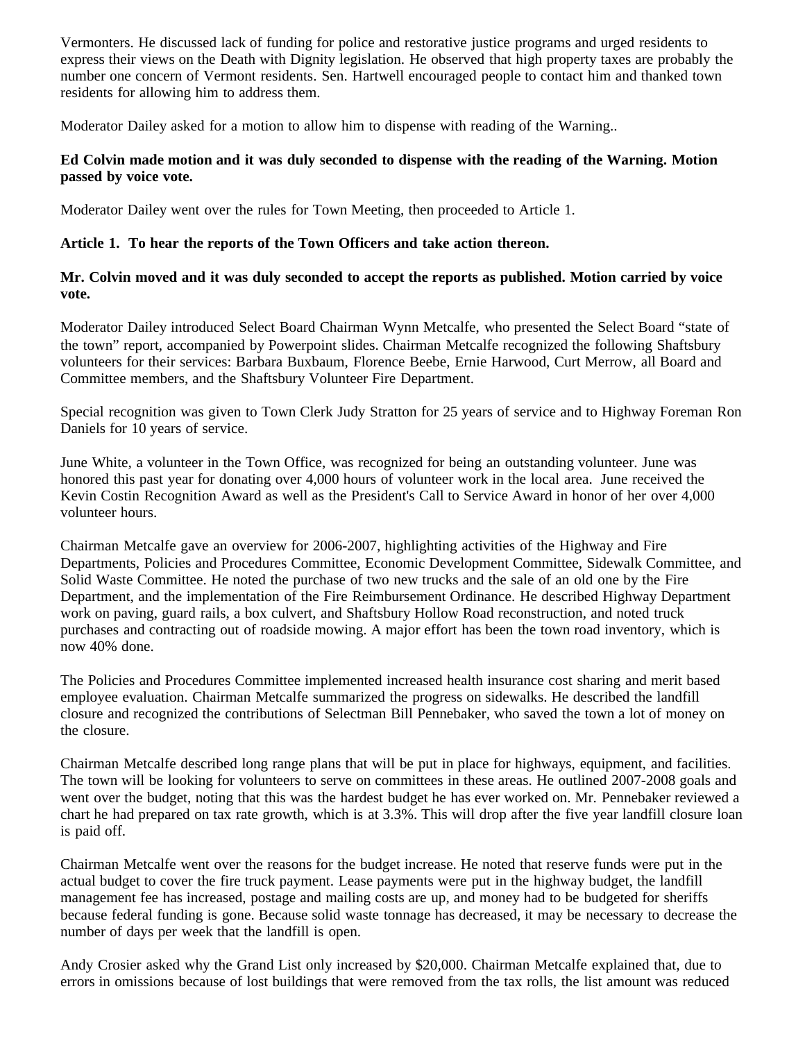Vermonters. He discussed lack of funding for police and restorative justice programs and urged residents to express their views on the Death with Dignity legislation. He observed that high property taxes are probably the number one concern of Vermont residents. Sen. Hartwell encouraged people to contact him and thanked town residents for allowing him to address them.

Moderator Dailey asked for a motion to allow him to dispense with reading of the Warning..

**Ed Colvin made motion and it was duly seconded to dispense with the reading of the Warning. Motion passed by voice vote.**

Moderator Dailey went over the rules for Town Meeting, then proceeded to Article 1.

**Article 1. To hear the reports of the Town Officers and take action thereon.**

**Mr. Colvin moved and it was duly seconded to accept the reports as published. Motion carried by voice vote.**

Moderator Dailey introduced Select Board Chairman Wynn Metcalfe, who presented the Select Board "state of the town" report, accompanied by Powerpoint slides. Chairman Metcalfe recognized the following Shaftsbury volunteers for their services: Barbara Buxbaum, Florence Beebe, Ernie Harwood, Curt Merrow, all Board and Committee members, and the Shaftsbury Volunteer Fire Department.

Special recognition was given to Town Clerk Judy Stratton for 25 years of service and to Highway Foreman Ron Daniels for 10 years of service.

June White, a volunteer in the Town Office, was recognized for being an outstanding volunteer. June was honored this past year for donating over 4,000 hours of volunteer work in the local area. June received the Kevin Costin Recognition Award as well as the President's Call to Service Award in honor of her over 4,000 volunteer hours.

Chairman Metcalfe gave an overview for 2006-2007, highlighting activities of the Highway and Fire Departments, Policies and Procedures Committee, Economic Development Committee, Sidewalk Committee, and Solid Waste Committee. He noted the purchase of two new trucks and the sale of an old one by the Fire Department, and the implementation of the Fire Reimbursement Ordinance. He described Highway Department work on paving, guard rails, a box culvert, and Shaftsbury Hollow Road reconstruction, and noted truck purchases and contracting out of roadside mowing. A major effort has been the town road inventory, which is now 40% done.

The Policies and Procedures Committee implemented increased health insurance cost sharing and merit based employee evaluation. Chairman Metcalfe summarized the progress on sidewalks. He described the landfill closure and recognized the contributions of Selectman Bill Pennebaker, who saved the town a lot of money on the closure.

Chairman Metcalfe described long range plans that will be put in place for highways, equipment, and facilities. The town will be looking for volunteers to serve on committees in these areas. He outlined 2007-2008 goals and went over the budget, noting that this was the hardest budget he has ever worked on. Mr. Pennebaker reviewed a chart he had prepared on tax rate growth, which is at 3.3%. This will drop after the five year landfill closure loan is paid off.

Chairman Metcalfe went over the reasons for the budget increase. He noted that reserve funds were put in the actual budget to cover the fire truck payment. Lease payments were put in the highway budget, the landfill management fee has increased, postage and mailing costs are up, and money had to be budgeted for sheriffs because federal funding is gone. Because solid waste tonnage has decreased, it may be necessary to decrease the number of days per week that the landfill is open.

Andy Crosier asked why the Grand List only increased by $20,000. Chairman Metcalfe explained that, due to errors in omissions because of lost buildings that were removed from the tax rolls, the list amount was reduced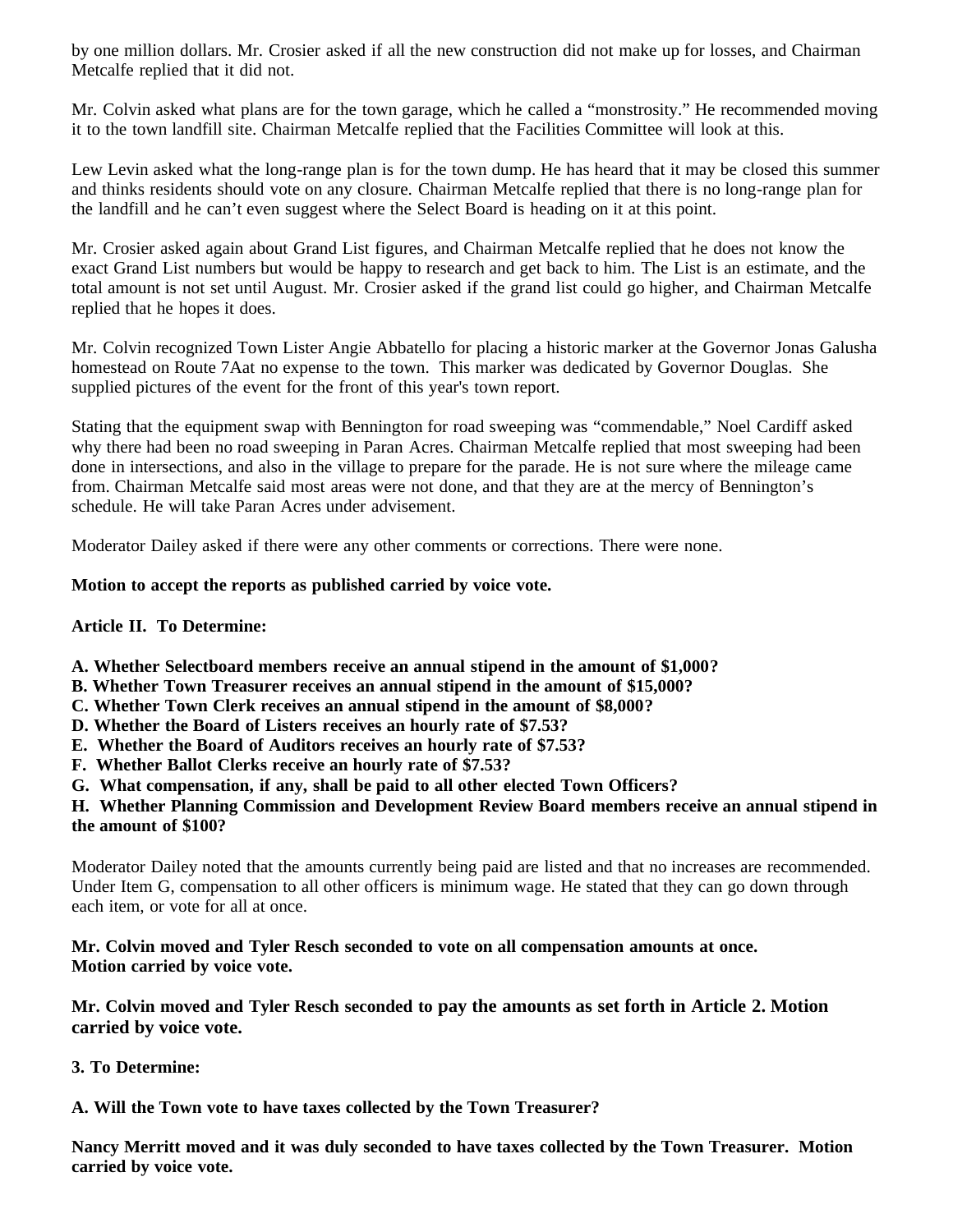by one million dollars. Mr. Crosier asked if all the new construction did not make up for losses, and Chairman Metcalfe replied that it did not.

Mr. Colvin asked what plans are for the town garage, which he called a "monstrosity." He recommended moving it to the town landfill site. Chairman Metcalfe replied that the Facilities Committee will look at this.

Lew Levin asked what the long-range plan is for the town dump. He has heard that it may be closed this summer and thinks residents should vote on any closure. Chairman Metcalfe replied that there is no long-range plan for the landfill and he can't even suggest where the Select Board is heading on it at this point.

Mr. Crosier asked again about Grand List figures, and Chairman Metcalfe replied that he does not know the exact Grand List numbers but would be happy to research and get back to him. The List is an estimate, and the total amount is not set until August. Mr. Crosier asked if the grand list could go higher, and Chairman Metcalfe replied that he hopes it does.

Mr. Colvin recognized Town Lister Angie Abbatello for placing a historic marker at the Governor Jonas Galusha homestead on Route 7Aat no expense to the town. This marker was dedicated by Governor Douglas. She supplied pictures of the event for the front of this year's town report.

Stating that the equipment swap with Bennington for road sweeping was "commendable," Noel Cardiff asked why there had been no road sweeping in Paran Acres. Chairman Metcalfe replied that most sweeping had been done in intersections, and also in the village to prepare for the parade. He is not sure where the mileage came from. Chairman Metcalfe said most areas were not done, and that they are at the mercy of Bennington's schedule. He will take Paran Acres under advisement.

Moderator Dailey asked if there were any other comments or corrections. There were none.

**Motion to accept the reports as published carried by voice vote.**

**Article II. To Determine:**

**A. Whether Selectboard members receive an annual stipend in the amount of $1,000?**
**B. Whether Town Treasurer receives an annual stipend in the amount of $15,000?**
**C. Whether Town Clerk receives an annual stipend in the amount of $8,000?**
**D. Whether the Board of Listers receives an hourly rate of $7.53?**
**E. Whether the Board of Auditors receives an hourly rate of $7.53?**
**F. Whether Ballot Clerks receive an hourly rate of $7.53?**
**G. What compensation, if any, shall be paid to all other elected Town Officers?**
**H. Whether Planning Commission and Development Review Board members receive an annual stipend in the amount of $100?**

Moderator Dailey noted that the amounts currently being paid are listed and that no increases are recommended. Under Item G, compensation to all other officers is minimum wage. He stated that they can go down through each item, or vote for all at once.

**Mr. Colvin moved and Tyler Resch seconded to vote on all compensation amounts at once. Motion carried by voice vote.**

**Mr. Colvin moved and Tyler Resch seconded to pay the amounts as set forth in Article 2. Motion carried by voice vote.**

**3. To Determine:**

**A. Will the Town vote to have taxes collected by the Town Treasurer?**

**Nancy Merritt moved and it was duly seconded to have taxes collected by the Town Treasurer. Motion carried by voice vote.**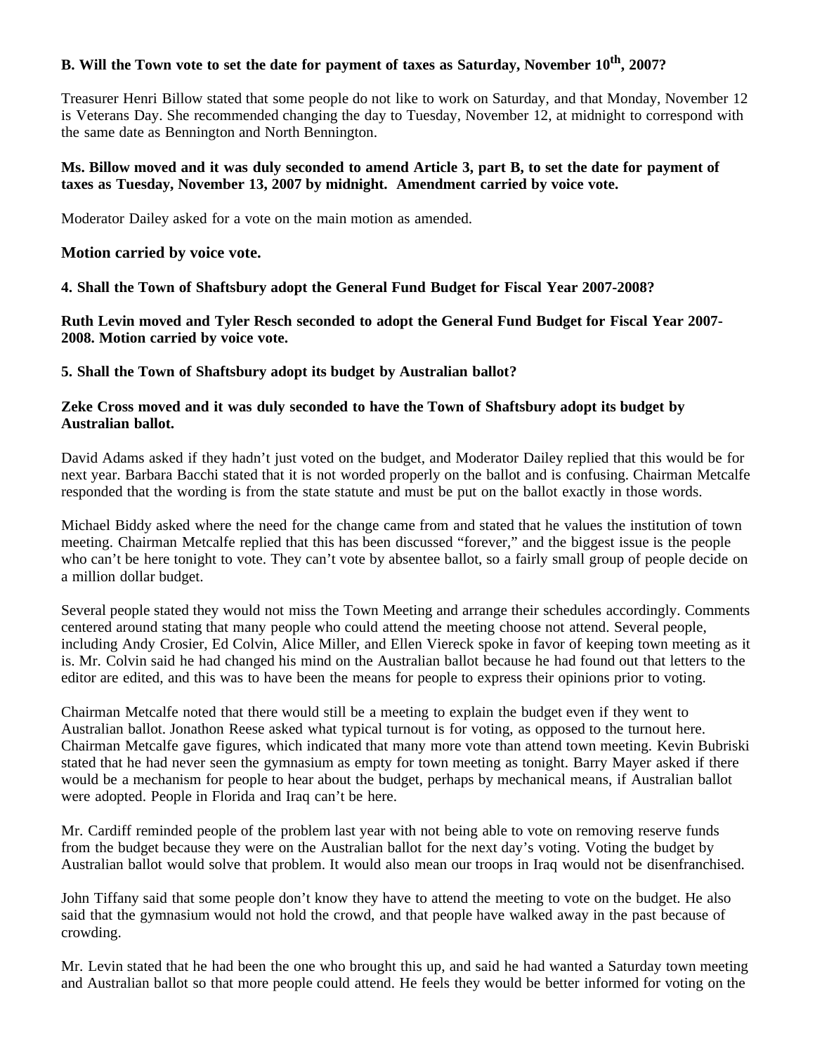**B. Will the Town vote to set the date for payment of taxes as Saturday, November 10th, 2007?**

Treasurer Henri Billow stated that some people do not like to work on Saturday, and that Monday, November 12 is Veterans Day. She recommended changing the day to Tuesday, November 12, at midnight to correspond with the same date as Bennington and North Bennington.

**Ms. Billow moved and it was duly seconded to amend Article 3, part B, to set the date for payment of taxes as Tuesday, November 13, 2007 by midnight. Amendment carried by voice vote.**

Moderator Dailey asked for a vote on the main motion as amended.

**Motion carried by voice vote.**

**4. Shall the Town of Shaftsbury adopt the General Fund Budget for Fiscal Year 2007-2008?**

**Ruth Levin moved and Tyler Resch seconded to adopt the General Fund Budget for Fiscal Year 2007-2008. Motion carried by voice vote.**

**5. Shall the Town of Shaftsbury adopt its budget by Australian ballot?**

**Zeke Cross moved and it was duly seconded to have the Town of Shaftsbury adopt its budget by Australian ballot.**

David Adams asked if they hadn't just voted on the budget, and Moderator Dailey replied that this would be for next year. Barbara Bacchi stated that it is not worded properly on the ballot and is confusing. Chairman Metcalfe responded that the wording is from the state statute and must be put on the ballot exactly in those words.

Michael Biddy asked where the need for the change came from and stated that he values the institution of town meeting. Chairman Metcalfe replied that this has been discussed "forever," and the biggest issue is the people who can't be here tonight to vote. They can't vote by absentee ballot, so a fairly small group of people decide on a million dollar budget.

Several people stated they would not miss the Town Meeting and arrange their schedules accordingly. Comments centered around stating that many people who could attend the meeting choose not attend. Several people, including Andy Crosier, Ed Colvin, Alice Miller, and Ellen Viereck spoke in favor of keeping town meeting as it is. Mr. Colvin said he had changed his mind on the Australian ballot because he had found out that letters to the editor are edited, and this was to have been the means for people to express their opinions prior to voting.

Chairman Metcalfe noted that there would still be a meeting to explain the budget even if they went to Australian ballot. Jonathon Reese asked what typical turnout is for voting, as opposed to the turnout here. Chairman Metcalfe gave figures, which indicated that many more vote than attend town meeting. Kevin Bubriski stated that he had never seen the gymnasium as empty for town meeting as tonight. Barry Mayer asked if there would be a mechanism for people to hear about the budget, perhaps by mechanical means, if Australian ballot were adopted. People in Florida and Iraq can't be here.

Mr. Cardiff reminded people of the problem last year with not being able to vote on removing reserve funds from the budget because they were on the Australian ballot for the next day's voting. Voting the budget by Australian ballot would solve that problem. It would also mean our troops in Iraq would not be disenfranchised.

John Tiffany said that some people don't know they have to attend the meeting to vote on the budget. He also said that the gymnasium would not hold the crowd, and that people have walked away in the past because of crowding.

Mr. Levin stated that he had been the one who brought this up, and said he had wanted a Saturday town meeting and Australian ballot so that more people could attend. He feels they would be better informed for voting on the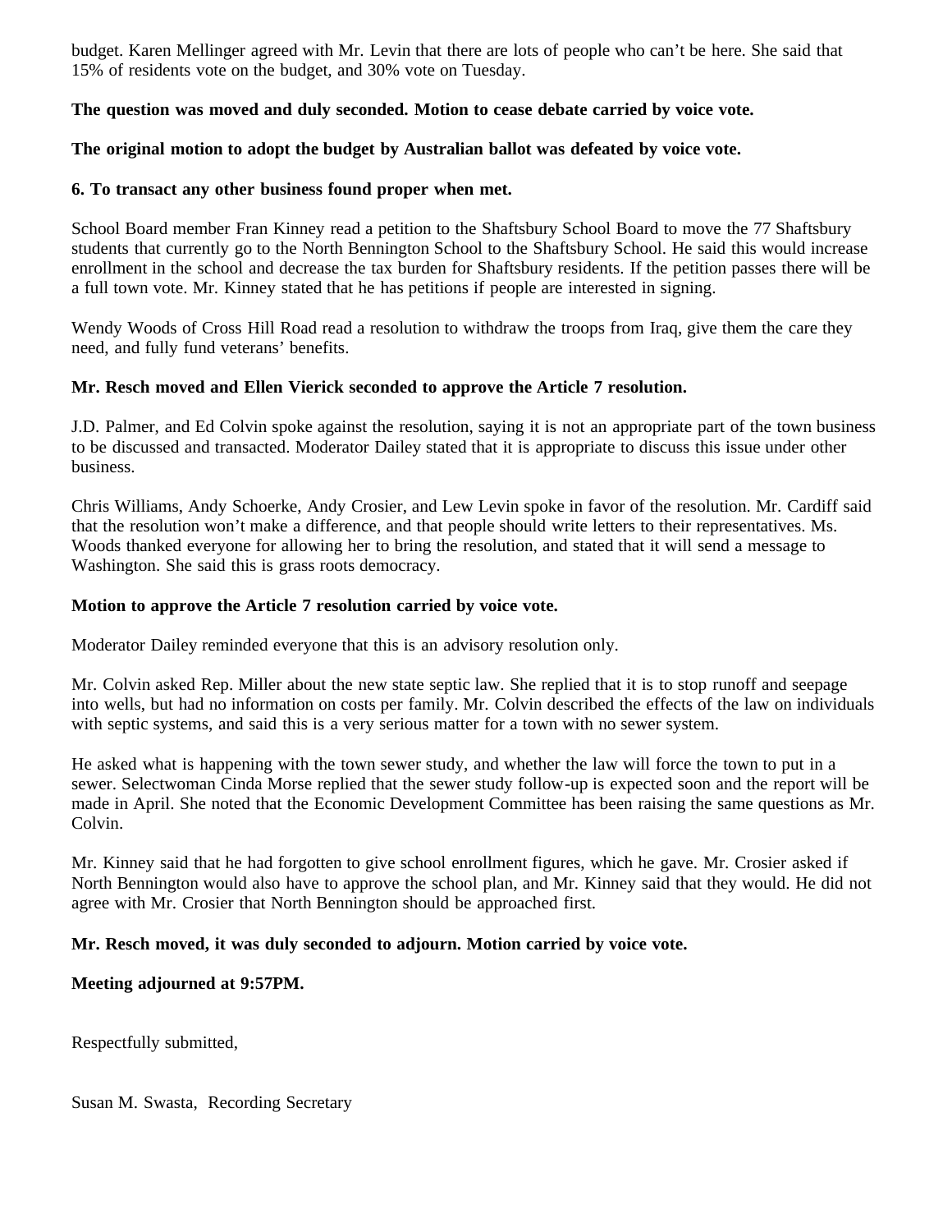budget. Karen Mellinger agreed with Mr. Levin that there are lots of people who can't be here. She said that 15% of residents vote on the budget, and 30% vote on Tuesday.

**The question was moved and duly seconded. Motion to cease debate carried by voice vote.**

**The original motion to adopt the budget by Australian ballot was defeated by voice vote.**

**6. To transact any other business found proper when met.**

School Board member Fran Kinney read a petition to the Shaftsbury School Board to move the 77 Shaftsbury students that currently go to the North Bennington School to the Shaftsbury School. He said this would increase enrollment in the school and decrease the tax burden for Shaftsbury residents. If the petition passes there will be a full town vote. Mr. Kinney stated that he has petitions if people are interested in signing.

Wendy Woods of Cross Hill Road read a resolution to withdraw the troops from Iraq, give them the care they need, and fully fund veterans' benefits.

**Mr. Resch moved and Ellen Vierick seconded to approve the Article 7 resolution.**

J.D. Palmer, and Ed Colvin spoke against the resolution, saying it is not an appropriate part of the town business to be discussed and transacted. Moderator Dailey stated that it is appropriate to discuss this issue under other business.

Chris Williams, Andy Schoerke, Andy Crosier, and Lew Levin spoke in favor of the resolution. Mr. Cardiff said that the resolution won't make a difference, and that people should write letters to their representatives. Ms. Woods thanked everyone for allowing her to bring the resolution, and stated that it will send a message to Washington. She said this is grass roots democracy.

**Motion to approve the Article 7 resolution carried by voice vote.**

Moderator Dailey reminded everyone that this is an advisory resolution only.

Mr. Colvin asked Rep. Miller about the new state septic law. She replied that it is to stop runoff and seepage into wells, but had no information on costs per family. Mr. Colvin described the effects of the law on individuals with septic systems, and said this is a very serious matter for a town with no sewer system.

He asked what is happening with the town sewer study, and whether the law will force the town to put in a sewer. Selectwoman Cinda Morse replied that the sewer study follow-up is expected soon and the report will be made in April. She noted that the Economic Development Committee has been raising the same questions as Mr. Colvin.

Mr. Kinney said that he had forgotten to give school enrollment figures, which he gave. Mr. Crosier asked if North Bennington would also have to approve the school plan, and Mr. Kinney said that they would. He did not agree with Mr. Crosier that North Bennington should be approached first.

**Mr. Resch moved, it was duly seconded to adjourn. Motion carried by voice vote.**

**Meeting adjourned at 9:57PM.**

Respectfully submitted,

Susan M. Swasta, Recording Secretary